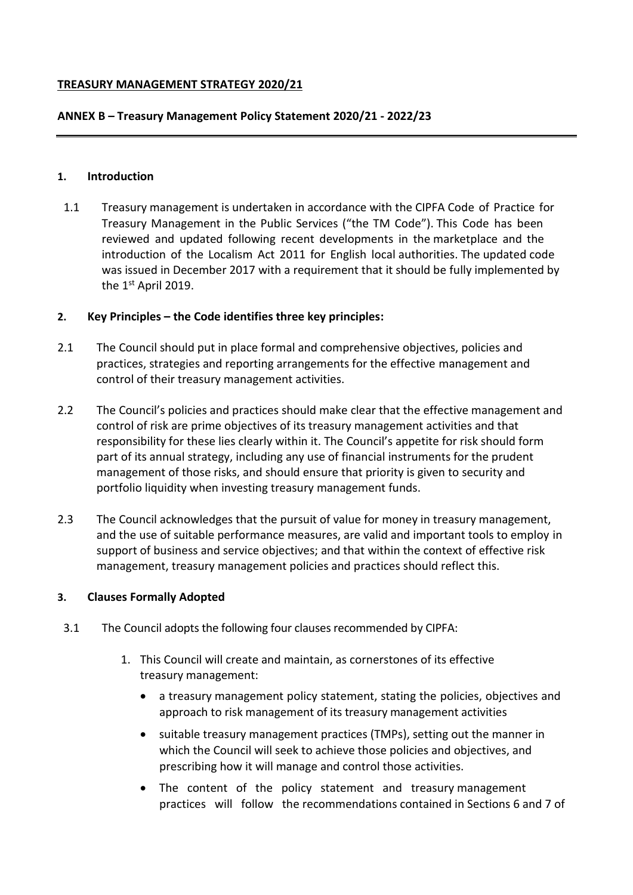**TREASURY MANAGEMENT STRATEGY 2020/21**

**ANNEX B – Treasury Management Policy Statement 2020/21 - 2022/23**

---

## 1. Introduction

1.1 Treasury management is undertaken in accordance with the CIPFA Code of Practice for Treasury Management in the Public Services ("the TM Code"). This Code has been reviewed and updated following recent developments in the marketplace and the introduction of the Localism Act 2011 for English local authorities. The updated code was issued in December 2017 with a requirement that it should be fully implemented by the 1st April 2019.

## 2. Key Principles – the Code identifies three key principles:

2.1 The Council should put in place formal and comprehensive objectives, policies and practices, strategies and reporting arrangements for the effective management and control of their treasury management activities.

2.2 The Council's policies and practices should make clear that the effective management and control of risk are prime objectives of its treasury management activities and that responsibility for these lies clearly within it. The Council's appetite for risk should form part of its annual strategy, including any use of financial instruments for the prudent management of those risks, and should ensure that priority is given to security and portfolio liquidity when investing treasury management funds.

2.3 The Council acknowledges that the pursuit of value for money in treasury management, and the use of suitable performance measures, are valid and important tools to employ in support of business and service objectives; and that within the context of effective risk management, treasury management policies and practices should reflect this.

## 3. Clauses Formally Adopted

3.1 The Council adopts the following four clauses recommended by CIPFA:

1. This Council will create and maintain, as cornerstones of its effective treasury management:
   - a treasury management policy statement, stating the policies, objectives and approach to risk management of its treasury management activities
   - suitable treasury management practices (TMPs), setting out the manner in which the Council will seek to achieve those policies and objectives, and prescribing how it will manage and control those activities.
   - The content of the policy statement and treasury management practices will follow the recommendations contained in Sections 6 and 7 of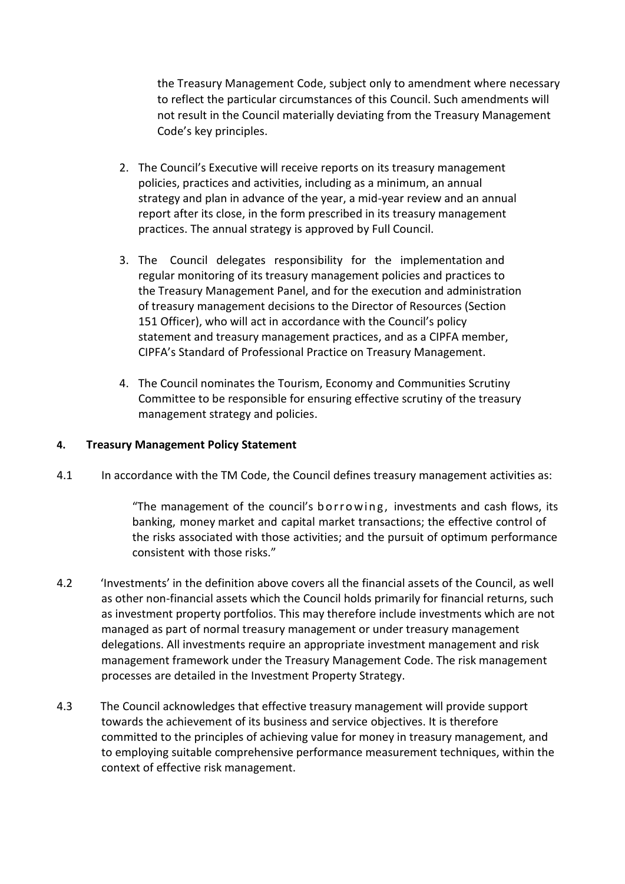the Treasury Management Code, subject only to amendment where necessary to reflect the particular circumstances of this Council. Such amendments will not result in the Council materially deviating from the Treasury Management Code's key principles.

2. The Council's Executive will receive reports on its treasury management policies, practices and activities, including as a minimum, an annual strategy and plan in advance of the year, a mid-year review and an annual report after its close, in the form prescribed in its treasury management practices. The annual strategy is approved by Full Council.

3. The Council delegates responsibility for the implementation and regular monitoring of its treasury management policies and practices to the Treasury Management Panel, and for the execution and administration of treasury management decisions to the Director of Resources (Section 151 Officer), who will act in accordance with the Council's policy statement and treasury management practices, and as a CIPFA member, CIPFA's Standard of Professional Practice on Treasury Management.

4. The Council nominates the Tourism, Economy and Communities Scrutiny Committee to be responsible for ensuring effective scrutiny of the treasury management strategy and policies.

**4. Treasury Management Policy Statement**

4.1 In accordance with the TM Code, the Council defines treasury management activities as:

> "The management of the council's borrowing, investments and cash flows, its banking, money market and capital market transactions; the effective control of the risks associated with those activities; and the pursuit of optimum performance consistent with those risks."

4.2 'Investments' in the definition above covers all the financial assets of the Council, as well as other non-financial assets which the Council holds primarily for financial returns, such as investment property portfolios. This may therefore include investments which are not managed as part of normal treasury management or under treasury management delegations. All investments require an appropriate investment management and risk management framework under the Treasury Management Code. The risk management processes are detailed in the Investment Property Strategy.

4.3 The Council acknowledges that effective treasury management will provide support towards the achievement of its business and service objectives. It is therefore committed to the principles of achieving value for money in treasury management, and to employing suitable comprehensive performance measurement techniques, within the context of effective risk management.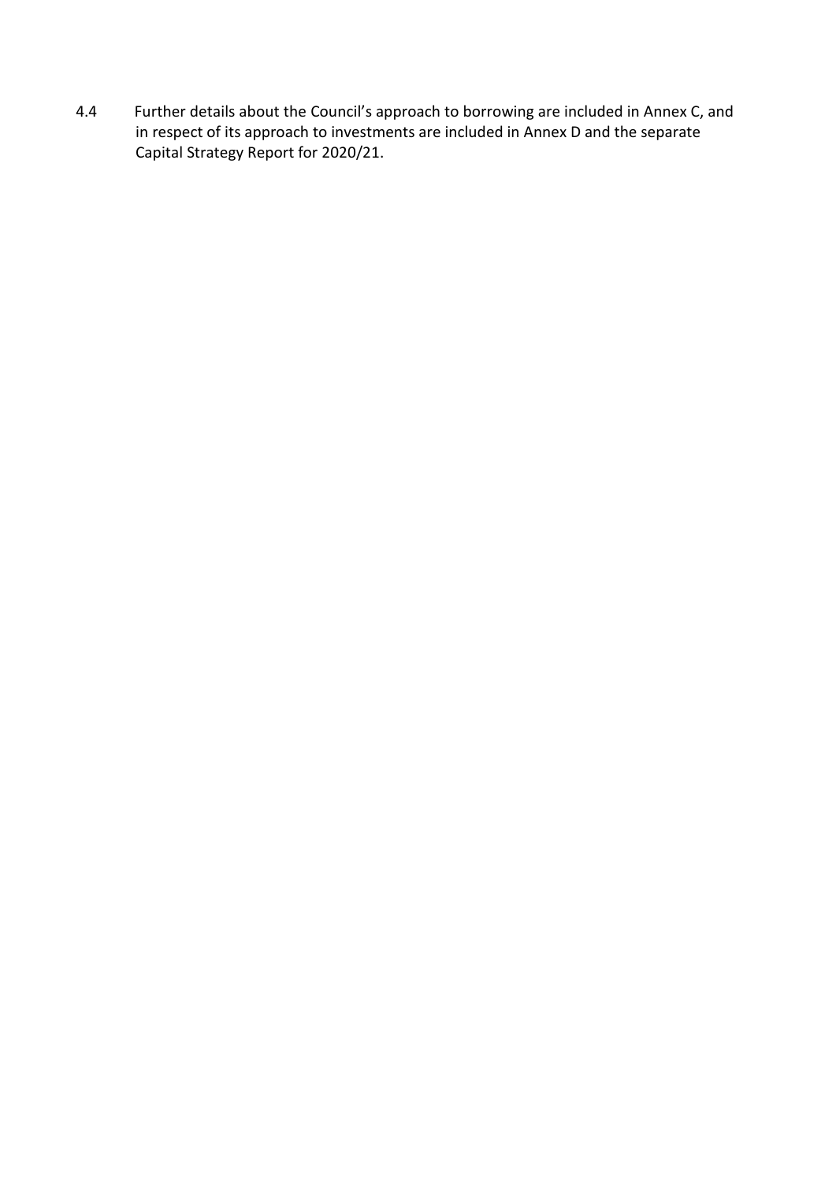4.4 Further details about the Council's approach to borrowing are included in Annex C, and in respect of its approach to investments are included in Annex D and the separate Capital Strategy Report for 2020/21.